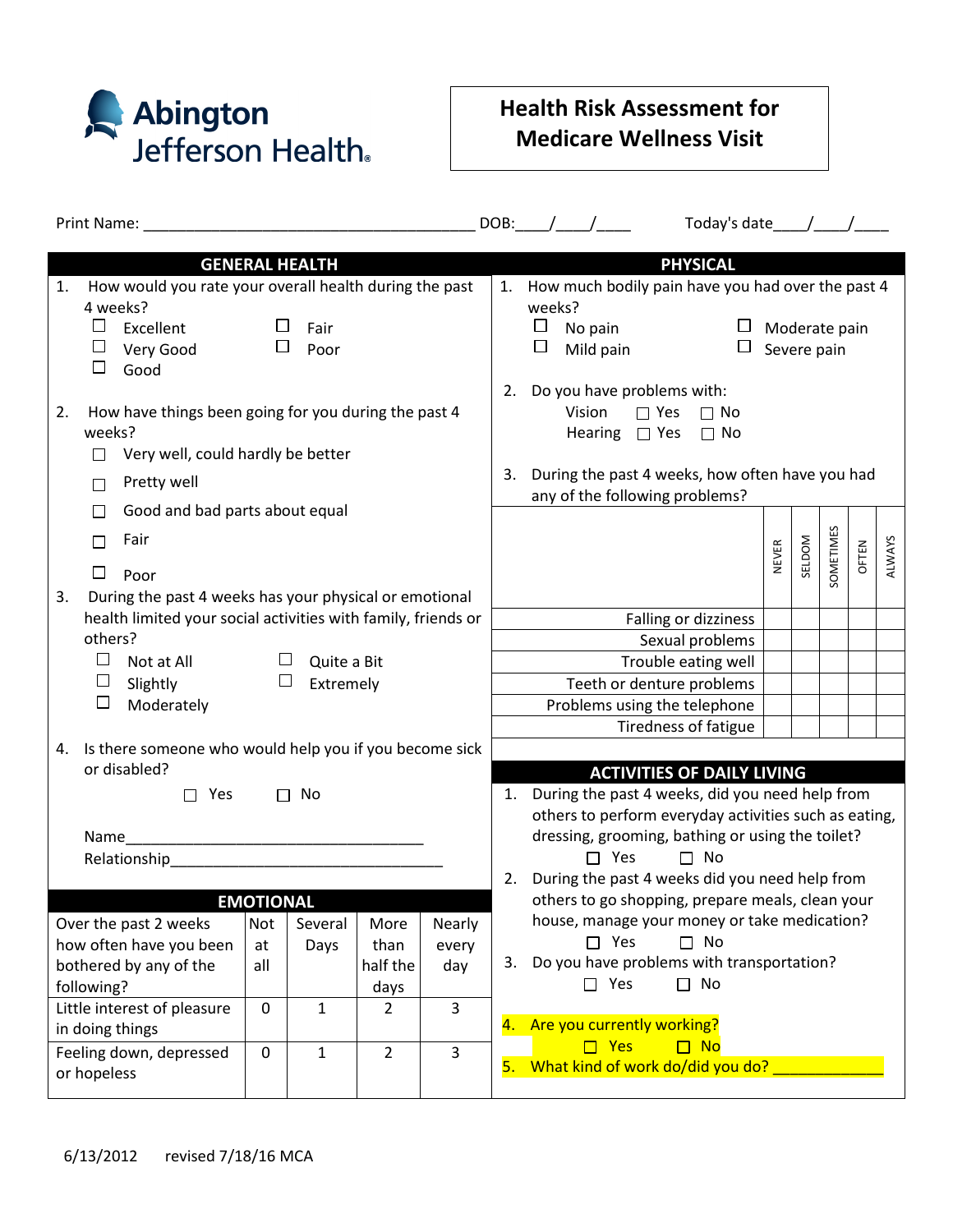Abington Jefferson Health

# Health Risk Assessment for Medicare Wellness Visit

Print Name: ______________________________________ DOB:____/____/____ Today's date____/____/____

## GENERAL HEALTH

1. How would you rate your overall health during the past 4 weeks?
   - ☐ Excellent
   - ☐ Very Good
   - ☐ Good
   - ☐ Fair
   - ☐ Poor

2. How have things been going for you during the past 4 weeks?
   - ☐ Very well, could hardly be better
   - ☐ Pretty well
   - ☐ Good and bad parts about equal
   - ☐ Fair
   - ☐ Poor

3. During the past 4 weeks has your physical or emotional health limited your social activities with family, friends or others?
   - ☐ Not at All
   - ☐ Slightly
   - ☐ Moderately
   - ☐ Quite a Bit
   - ☐ Extremely

4. Is there someone who would help you if you become sick or disabled?

   ☐ Yes ☐ No

   Name___________________________________

   Relationship_______________________________

## EMOTIONAL

| Over the past 2 weeks how often have you been bothered by any of the following? | Not at all | Several Days | More than half the days | Nearly every day |
|---|---|---|---|---|
| Little interest of pleasure in doing things | 0 | 1 | 2 | 3 |
| Feeling down, depressed or hopeless | 0 | 1 | 2 | 3 |

## PHYSICAL

1. How much bodily pain have you had over the past 4 weeks?
   - ☐ No pain
   - ☐ Mild pain
   - ☐ Moderate pain
   - ☐ Severe pain

2. Do you have problems with:

   Vision ☐ Yes ☐ No

   Hearing ☐ Yes ☐ No

3. During the past 4 weeks, how often have you had any of the following problems?

| | NEVER | SELDOM | SOMETIMES | OFTEN | ALWAYS |
|---|---|---|---|---|---|
| Falling or dizziness | | | | | |
| Sexual problems | | | | | |
| Trouble eating well | | | | | |
| Teeth or denture problems | | | | | |
| Problems using the telephone | | | | | |
| Tiredness of fatigue | | | | | |

## ACTIVITIES OF DAILY LIVING

1. During the past 4 weeks, did you need help from others to perform everyday activities such as eating, dressing, grooming, bathing or using the toilet?

   ☐ Yes ☐ No

2. During the past 4 weeks did you need help from others to go shopping, prepare meals, clean your house, manage your money or take medication?

   ☐ Yes ☐ No

3. Do you have problems with transportation?

   ☐ Yes ☐ No

4. Are you currently working?

   ☐ Yes ☐ No

5. What kind of work do/did you do? _____________

6/13/2012 revised 7/18/16 MCA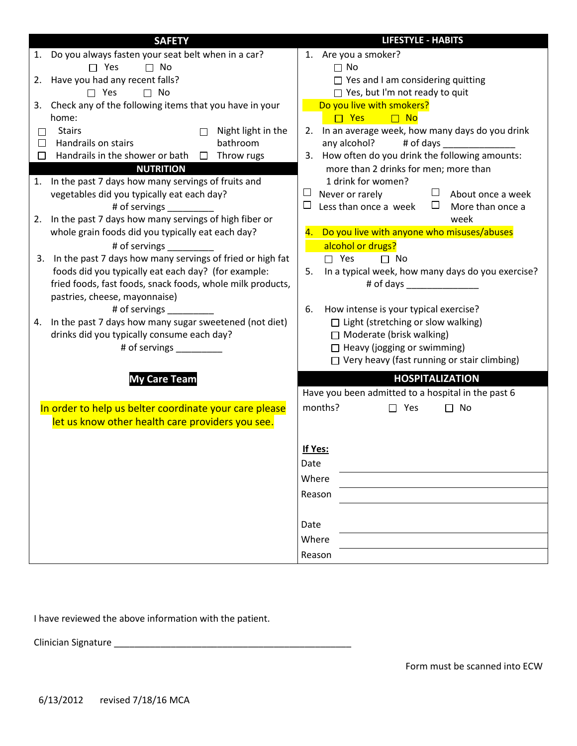## SAFETY

1. Do you always fasten your seat belt when in a car?
   - ☐ Yes ☐ No
2. Have you had any recent falls?
   - ☐ Yes ☐ No
3. Check any of the following items that you have in your home:
   - ☐ Stairs
   - ☐ Handrails on stairs
   - ☐ Handrails in the shower or bath
   - ☐ Night light in the bathroom
   - ☐ Throw rugs

## NUTRITION

1. In the past 7 days how many servings of fruits and vegetables did you typically eat each day?
   # of servings _________
2. In the past 7 days how many servings of high fiber or whole grain foods did you typically eat each day?
   # of servings _________
3. In the past 7 days how many servings of fried or high fat foods did you typically eat each day? (for example: fried foods, fast foods, snack foods, whole milk products, pastries, cheese, mayonnaise)
   # of servings _________
4. In the past 7 days how many sugar sweetened (not diet) drinks did you typically consume each day?
   # of servings _________

## My Care Team

In order to help us belter coordinate your care please let us know other health care providers you see.

## LIFESTYLE - HABITS

1. Are you a smoker?
   - ☐ No
   - ☐ Yes and I am considering quitting
   - ☐ Yes, but I'm not ready to quit

   Do you live with smokers?
   - ☐ Yes ☐ No
2. In an average week, how many days do you drink any alcohol? # of days ______________
3. How often do you drink the following amounts: more than 2 drinks for men; more than 1 drink for women?
   - ☐ Never or rarely
   - ☐ Less than once a week
   - ☐ About once a week
   - ☐ More than once a week
4. Do you live with anyone who misuses/abuses alcohol or drugs?
   - ☐ Yes ☐ No
5. In a typical week, how many days do you exercise?
   # of days ______________
6. How intense is your typical exercise?
   - ☐ Light (stretching or slow walking)
   - ☐ Moderate (brisk walking)
   - ☐ Heavy (jogging or swimming)
   - ☐ Very heavy (fast running or stair climbing)

## HOSPITALIZATION

Have you been admitted to a hospital in the past 6 months? ☐ Yes ☐ No

**If Yes:**

Date ______________________

Where ______________________

Reason ______________________

Date ______________________

Where ______________________

Reason ______________________

I have reviewed the above information with the patient.

Clinician Signature ______________________________________________

Form must be scanned into ECW

6/13/2012 revised 7/18/16 MCA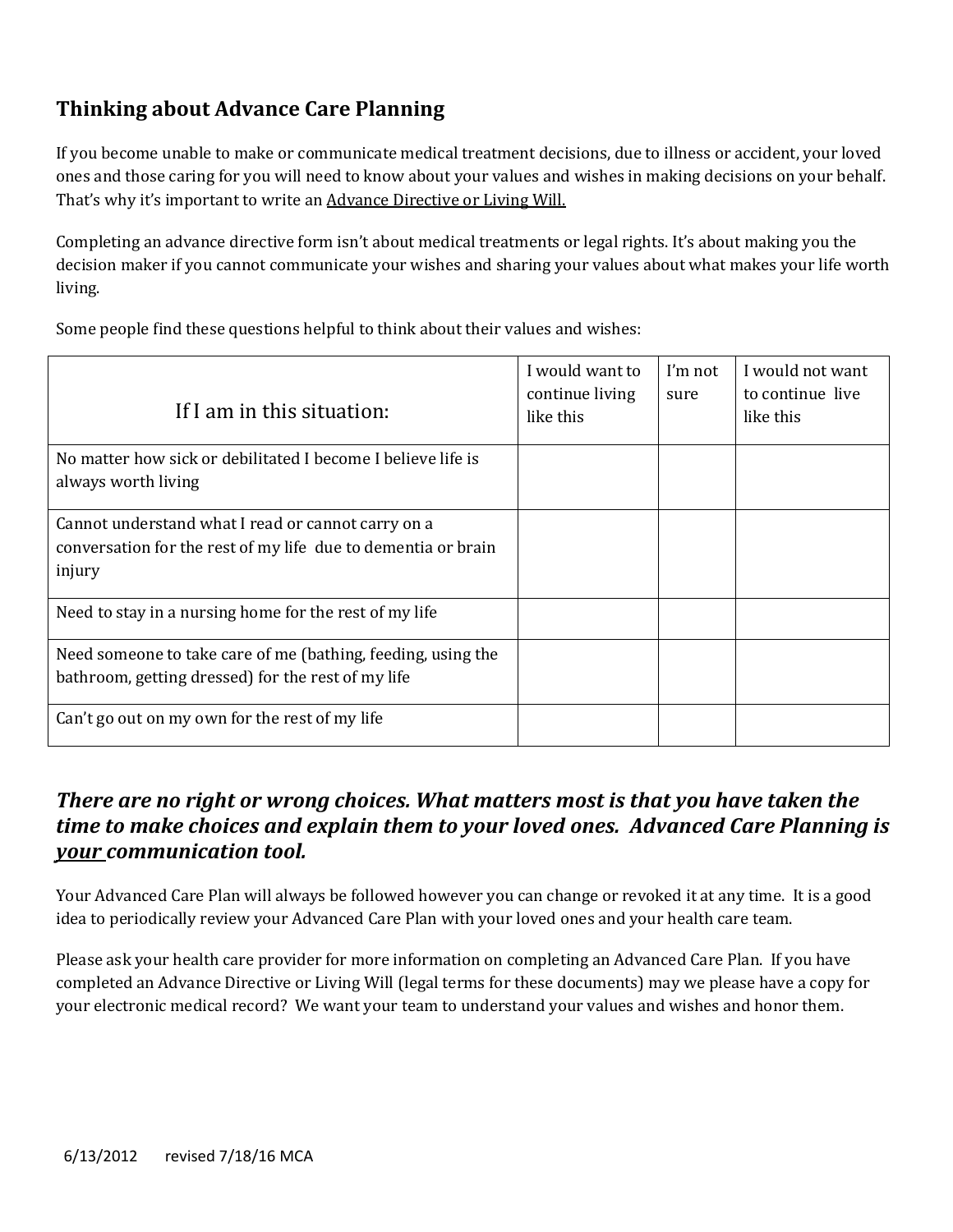## Thinking about Advance Care Planning

If you become unable to make or communicate medical treatment decisions, due to illness or accident, your loved ones and those caring for you will need to know about your values and wishes in making decisions on your behalf. That's why it's important to write an Advance Directive or Living Will.

Completing an advance directive form isn't about medical treatments or legal rights. It's about making you the decision maker if you cannot communicate your wishes and sharing your values about what makes your life worth living.

Some people find these questions helpful to think about their values and wishes:

| If I am in this situation: | I would want to continue living like this | I'm not sure | I would not want to continue live like this |
|---|---|---|---|
| No matter how sick or debilitated I become I believe life is always worth living | | | |
| Cannot understand what I read or cannot carry on a conversation for the rest of my life due to dementia or brain injury | | | |
| Need to stay in a nursing home for the rest of my life | | | |
| Need someone to take care of me (bathing, feeding, using the bathroom, getting dressed) for the rest of my life | | | |
| Can't go out on my own for the rest of my life | | | |

### *There are no right or wrong choices. What matters most is that you have taken the time to make choices and explain them to your loved ones. Advanced Care Planning is <u>your</u> communication tool.*

Your Advanced Care Plan will always be followed however you can change or revoked it at any time. It is a good idea to periodically review your Advanced Care Plan with your loved ones and your health care team.

Please ask your health care provider for more information on completing an Advanced Care Plan. If you have completed an Advance Directive or Living Will (legal terms for these documents) may we please have a copy for your electronic medical record? We want your team to understand your values and wishes and honor them.

6/13/2012 revised 7/18/16 MCA